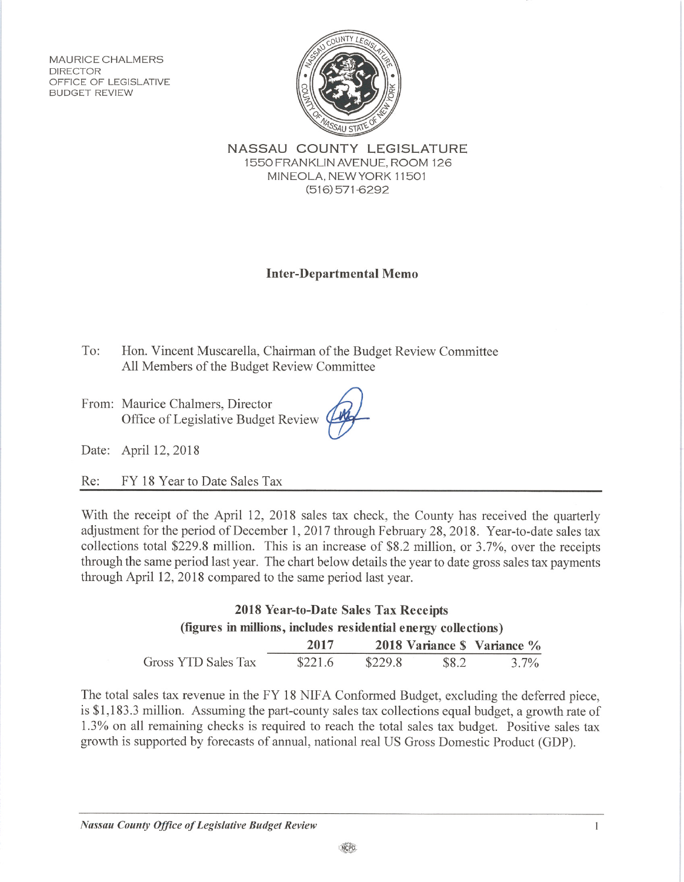MAURICE CHALMERS
DIRECTOR
OFFICE OF LEGISLATIVE
BUDGET REVIEW

NASSAU COUNTY LEGISLATURE
1550 FRANKLIN AVENUE, ROOM 126
MINEOLA, NEW YORK 11501
(516) 571-6292

## Inter-Departmental Memo

To: Hon. Vincent Muscarella, Chairman of the Budget Review Committee
All Members of the Budget Review Committee

From: Maurice Chalmers, Director
Office of Legislative Budget Review

Date: April 12, 2018

Re: FY 18 Year to Date Sales Tax

With the receipt of the April 12, 2018 sales tax check, the County has received the quarterly adjustment for the period of December 1, 2017 through February 28, 2018. Year-to-date sales tax collections total $229.8 million. This is an increase of $8.2 million, or 3.7%, over the receipts through the same period last year. The chart below details the year to date gross sales tax payments through April 12, 2018 compared to the same period last year.

**2018 Year-to-Date Sales Tax Receipts**
**(figures in millions, includes residential energy collections)**

| | 2017 | 2018 | Variance $ | Variance % |
|---|---|---|---|---|
| Gross YTD Sales Tax | $221.6 | $229.8 | $8.2 | 3.7% |

The total sales tax revenue in the FY 18 NIFA Conformed Budget, excluding the deferred piece, is $1,183.3 million. Assuming the part-county sales tax collections equal budget, a growth rate of 1.3% on all remaining checks is required to reach the total sales tax budget. Positive sales tax growth is supported by forecasts of annual, national real US Gross Domestic Product (GDP).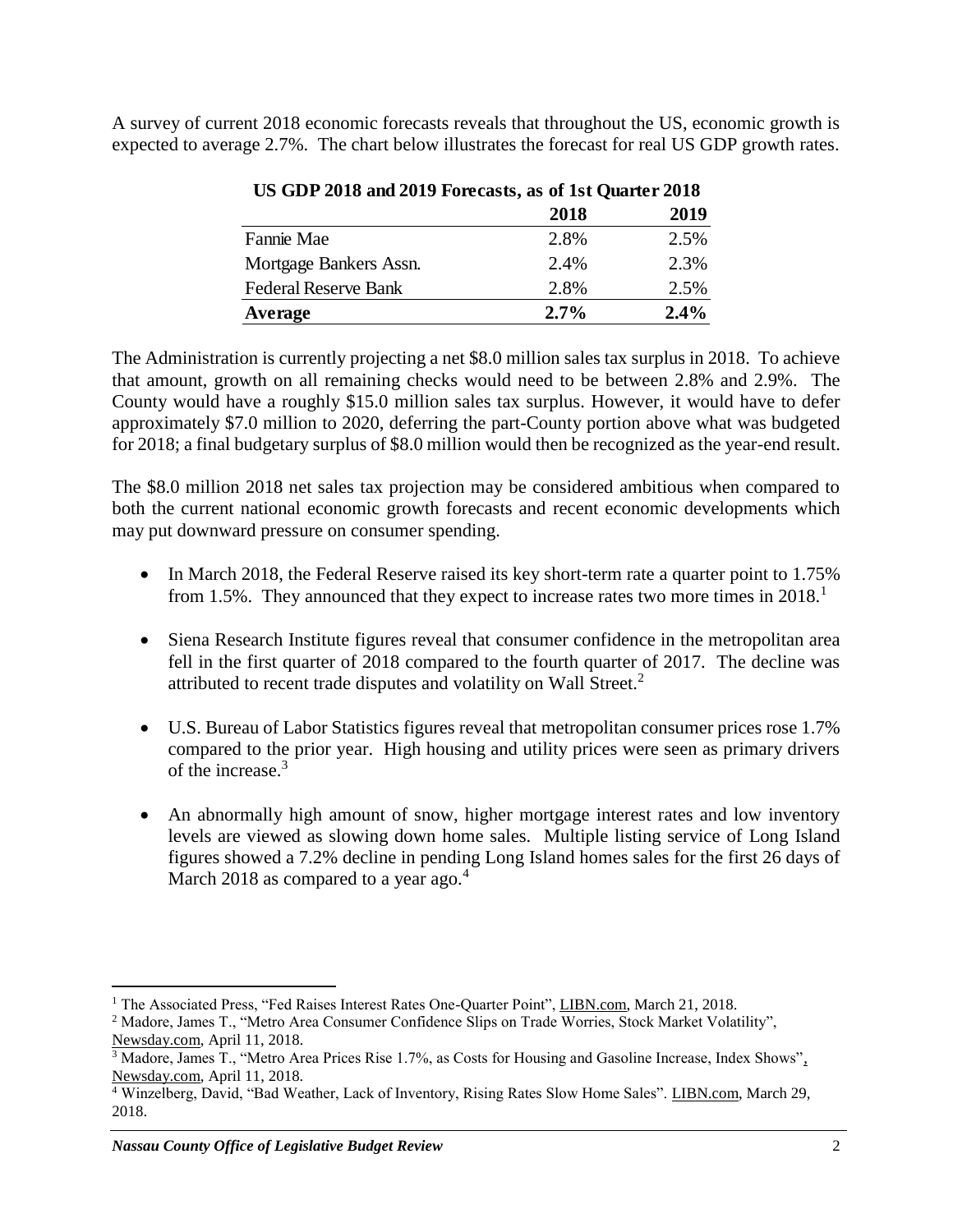A survey of current 2018 economic forecasts reveals that throughout the US, economic growth is expected to average 2.7%. The chart below illustrates the forecast for real US GDP growth rates.

**US GDP 2018 and 2019 Forecasts, as of 1st Quarter 2018**

| | 2018 | 2019 |
|---|---|---|
| Fannie Mae | 2.8% | 2.5% |
| Mortgage Bankers Assn. | 2.4% | 2.3% |
| Federal Reserve Bank | 2.8% | 2.5% |
| **Average** | **2.7%** | **2.4%** |

The Administration is currently projecting a net $8.0 million sales tax surplus in 2018. To achieve that amount, growth on all remaining checks would need to be between 2.8% and 2.9%. The County would have a roughly $15.0 million sales tax surplus. However, it would have to defer approximately $7.0 million to 2020, deferring the part-County portion above what was budgeted for 2018; a final budgetary surplus of $8.0 million would then be recognized as the year-end result.

The $8.0 million 2018 net sales tax projection may be considered ambitious when compared to both the current national economic growth forecasts and recent economic developments which may put downward pressure on consumer spending.

- In March 2018, the Federal Reserve raised its key short-term rate a quarter point to 1.75% from 1.5%. They announced that they expect to increase rates two more times in 2018.[1]
- Siena Research Institute figures reveal that consumer confidence in the metropolitan area fell in the first quarter of 2018 compared to the fourth quarter of 2017. The decline was attributed to recent trade disputes and volatility on Wall Street.[2]
- U.S. Bureau of Labor Statistics figures reveal that metropolitan consumer prices rose 1.7% compared to the prior year. High housing and utility prices were seen as primary drivers of the increase.[3]
- An abnormally high amount of snow, higher mortgage interest rates and low inventory levels are viewed as slowing down home sales. Multiple listing service of Long Island figures showed a 7.2% decline in pending Long Island homes sales for the first 26 days of March 2018 as compared to a year ago.[4]

---

[1] The Associated Press, "Fed Raises Interest Rates One-Quarter Point", LIBN.com, March 21, 2018.

[2] Madore, James T., "Metro Area Consumer Confidence Slips on Trade Worries, Stock Market Volatility", Newsday.com, April 11, 2018.

[3] Madore, James T., "Metro Area Prices Rise 1.7%, as Costs for Housing and Gasoline Increase, Index Shows", Newsday.com, April 11, 2018.

[4] Winzelberg, David, "Bad Weather, Lack of Inventory, Rising Rates Slow Home Sales". LIBN.com, March 29, 2018.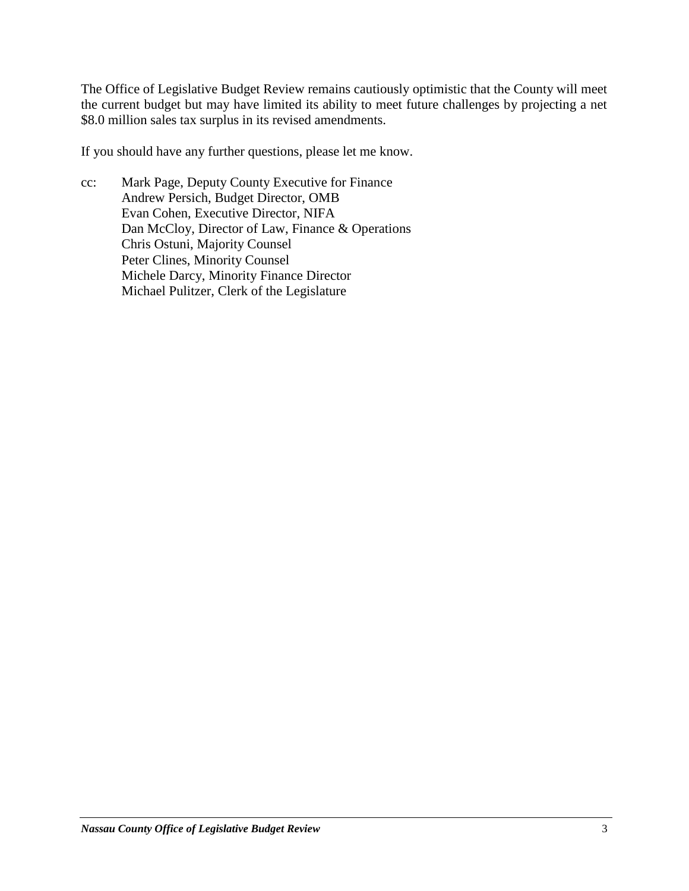The Office of Legislative Budget Review remains cautiously optimistic that the County will meet the current budget but may have limited its ability to meet future challenges by projecting a net $8.0 million sales tax surplus in its revised amendments.

If you should have any further questions, please let me know.

cc: Mark Page, Deputy County Executive for Finance
Andrew Persich, Budget Director, OMB
Evan Cohen, Executive Director, NIFA
Dan McCloy, Director of Law, Finance & Operations
Chris Ostuni, Majority Counsel
Peter Clines, Minority Counsel
Michele Darcy, Minority Finance Director
Michael Pulitzer, Clerk of the Legislature